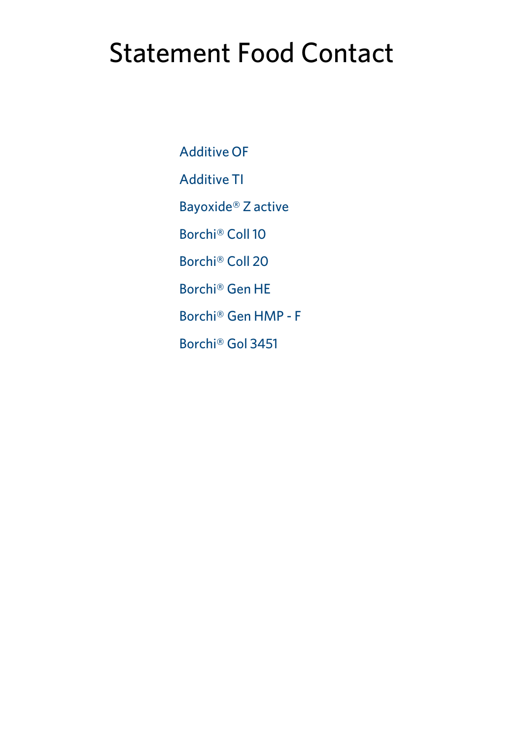# Statement Food Contact

Additive OF

Additive TI

Bayoxide® Z active

Borchi® Coll 10

Borchi® Coll 20

Borchi® Gen HE

Borchi® Gen HMP - F

Borchi® Gol 3451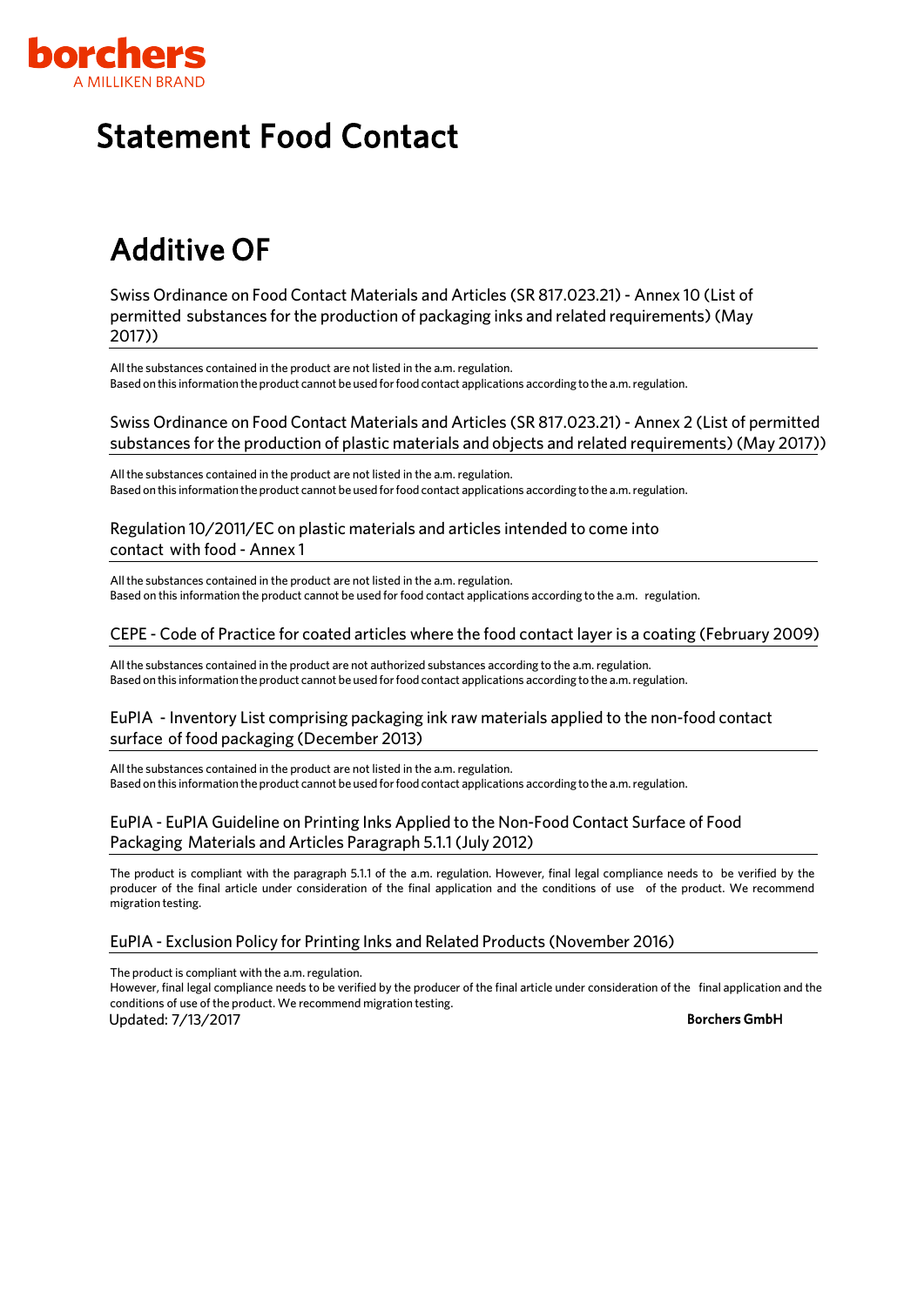borchers
A MILLIKEN BRAND

# Statement Food Contact

## Additive OF

### Swiss Ordinance on Food Contact Materials and Articles (SR 817.023.21) - Annex 10 (List of permitted substances for the production of packaging inks and related requirements) (May 2017))

All the substances contained in the product are not listed in the a.m. regulation.
Based on this information the product cannot be used for food contact applications according to the a.m. regulation.

### Swiss Ordinance on Food Contact Materials and Articles (SR 817.023.21) - Annex 2 (List of permitted substances for the production of plastic materials and objects and related requirements) (May 2017))

All the substances contained in the product are not listed in the a.m. regulation.
Based on this information the product cannot be used for food contact applications according to the a.m. regulation.

### Regulation 10/2011/EC on plastic materials and articles intended to come into contact with food - Annex 1

All the substances contained in the product are not listed in the a.m. regulation.
Based on this information the product cannot be used for food contact applications according to the a.m. regulation.

### CEPE - Code of Practice for coated articles where the food contact layer is a coating (February 2009)

All the substances contained in the product are not authorized substances according to the a.m. regulation.
Based on this information the product cannot be used for food contact applications according to the a.m. regulation.

### EuPIA - Inventory List comprising packaging ink raw materials applied to the non-food contact surface of food packaging (December 2013)

All the substances contained in the product are not listed in the a.m. regulation.
Based on this information the product cannot be used for food contact applications according to the a.m. regulation.

### EuPIA - EuPIA Guideline on Printing Inks Applied to the Non-Food Contact Surface of Food Packaging Materials and Articles Paragraph 5.1.1 (July 2012)

The product is compliant with the paragraph 5.1.1 of the a.m. regulation. However, final legal compliance needs to be verified by the producer of the final article under consideration of the final application and the conditions of use of the product. We recommend migration testing.

### EuPIA - Exclusion Policy for Printing Inks and Related Products (November 2016)

The product is compliant with the a.m. regulation.
However, final legal compliance needs to be verified by the producer of the final article under consideration of the final application and the conditions of use of the product. We recommend migration testing.

Updated: 7/13/2017

**Borchers GmbH**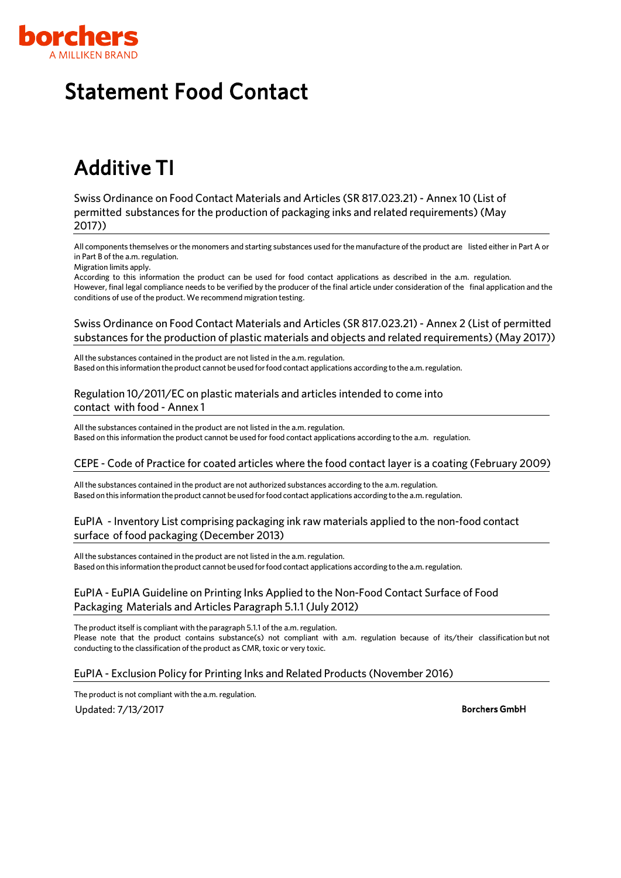# Statement Food Contact

## Additive TI

### Swiss Ordinance on Food Contact Materials and Articles (SR 817.023.21) - Annex 10 (List of permitted substances for the production of packaging inks and related requirements) (May 2017))

All components themselves or the monomers and starting substances used for the manufacture of the product are listed either in Part A or in Part B of the a.m. regulation.
Migration limits apply.
According to this information the product can be used for food contact applications as described in the a.m. regulation.
However, final legal compliance needs to be verified by the producer of the final article under consideration of the final application and the conditions of use of the product. We recommend migration testing.

### Swiss Ordinance on Food Contact Materials and Articles (SR 817.023.21) - Annex 2 (List of permitted substances for the production of plastic materials and objects and related requirements) (May 2017))

All the substances contained in the product are not listed in the a.m. regulation.
Based on this information the product cannot be used for food contact applications according to the a.m. regulation.

### Regulation 10/2011/EC on plastic materials and articles intended to come into contact with food - Annex 1

All the substances contained in the product are not listed in the a.m. regulation.
Based on this information the product cannot be used for food contact applications according to the a.m. regulation.

### CEPE - Code of Practice for coated articles where the food contact layer is a coating (February 2009)

All the substances contained in the product are not authorized substances according to the a.m. regulation.
Based on this information the product cannot be used for food contact applications according to the a.m. regulation.

### EuPIA - Inventory List comprising packaging ink raw materials applied to the non-food contact surface of food packaging (December 2013)

All the substances contained in the product are not listed in the a.m. regulation.
Based on this information the product cannot be used for food contact applications according to the a.m. regulation.

### EuPIA - EuPIA Guideline on Printing Inks Applied to the Non-Food Contact Surface of Food Packaging Materials and Articles Paragraph 5.1.1 (July 2012)

The product itself is compliant with the paragraph 5.1.1 of the a.m. regulation.
Please note that the product contains substance(s) not compliant with a.m. regulation because of its/their classification but not conducting to the classification of the product as CMR, toxic or very toxic.

### EuPIA - Exclusion Policy for Printing Inks and Related Products (November 2016)

The product is not compliant with the a.m. regulation.

Updated: 7/13/2017

**Borchers GmbH**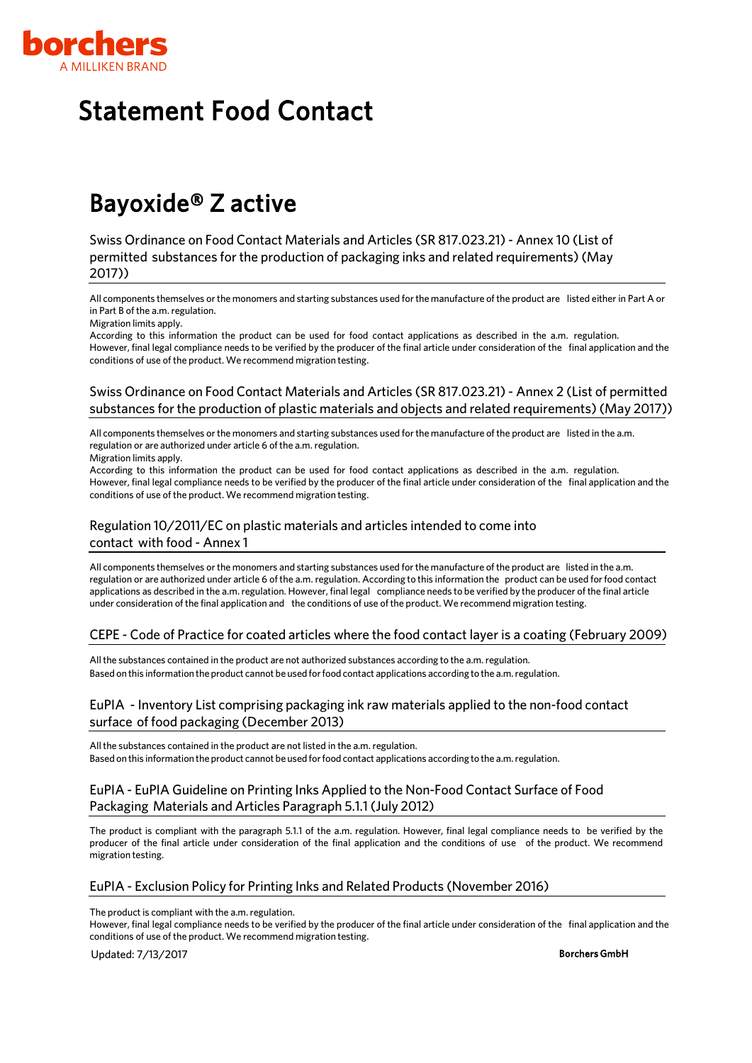borchers
A MILLIKEN BRAND

# Statement Food Contact

## Bayoxide® Z active

### Swiss Ordinance on Food Contact Materials and Articles (SR 817.023.21) - Annex 10 (List of permitted substances for the production of packaging inks and related requirements) (May 2017))

All components themselves or the monomers and starting substances used for the manufacture of the product are listed either in Part A or in Part B of the a.m. regulation.
Migration limits apply.
According to this information the product can be used for food contact applications as described in the a.m. regulation. However, final legal compliance needs to be verified by the producer of the final article under consideration of the final application and the conditions of use of the product. We recommend migration testing.

### Swiss Ordinance on Food Contact Materials and Articles (SR 817.023.21) - Annex 2 (List of permitted substances for the production of plastic materials and objects and related requirements) (May 2017))

All components themselves or the monomers and starting substances used for the manufacture of the product are listed in the a.m. regulation or are authorized under article 6 of the a.m. regulation.
Migration limits apply.
According to this information the product can be used for food contact applications as described in the a.m. regulation. However, final legal compliance needs to be verified by the producer of the final article under consideration of the final application and the conditions of use of the product. We recommend migration testing.

### Regulation 10/2011/EC on plastic materials and articles intended to come into contact with food - Annex 1

All components themselves or the monomers and starting substances used for the manufacture of the product are listed in the a.m. regulation or are authorized under article 6 of the a.m. regulation. According to this information the product can be used for food contact applications as described in the a.m. regulation. However, final legal compliance needs to be verified by the producer of the final article under consideration of the final application and the conditions of use of the product. We recommend migration testing.

### CEPE - Code of Practice for coated articles where the food contact layer is a coating (February 2009)

All the substances contained in the product are not authorized substances according to the a.m. regulation.
Based on this information the product cannot be used for food contact applications according to the a.m. regulation.

### EuPIA - Inventory List comprising packaging ink raw materials applied to the non-food contact surface of food packaging (December 2013)

All the substances contained in the product are not listed in the a.m. regulation.
Based on this information the product cannot be used for food contact applications according to the a.m. regulation.

### EuPIA - EuPIA Guideline on Printing Inks Applied to the Non-Food Contact Surface of Food Packaging Materials and Articles Paragraph 5.1.1 (July 2012)

The product is compliant with the paragraph 5.1.1 of the a.m. regulation. However, final legal compliance needs to be verified by the producer of the final article under consideration of the final application and the conditions of use of the product. We recommend migration testing.

### EuPIA - Exclusion Policy for Printing Inks and Related Products (November 2016)

The product is compliant with the a.m. regulation.
However, final legal compliance needs to be verified by the producer of the final article under consideration of the final application and the conditions of use of the product. We recommend migration testing.

Updated: 7/13/2017

**Borchers GmbH**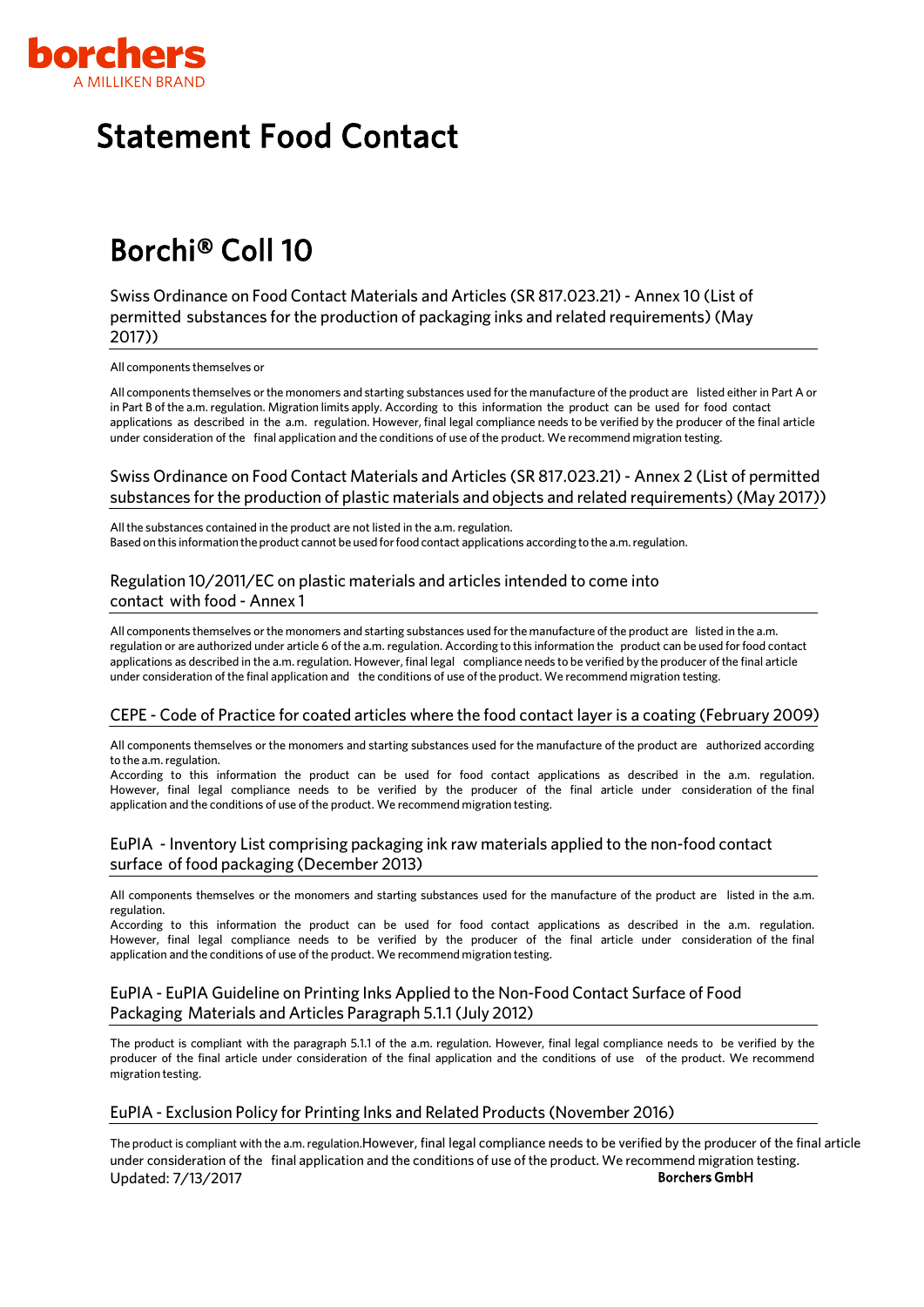borchers
A MILLIKEN BRAND

# Statement Food Contact

## Borchi® Coll 10

### Swiss Ordinance on Food Contact Materials and Articles (SR 817.023.21) - Annex 10 (List of permitted substances for the production of packaging inks and related requirements) (May 2017))

All components themselves or

All components themselves or the monomers and starting substances used for the manufacture of the product are listed either in Part A or in Part B of the a.m. regulation. Migration limits apply. According to this information the product can be used for food contact applications as described in the a.m. regulation. However, final legal compliance needs to be verified by the producer of the final article under consideration of the final application and the conditions of use of the product. We recommend migration testing.

### Swiss Ordinance on Food Contact Materials and Articles (SR 817.023.21) - Annex 2 (List of permitted substances for the production of plastic materials and objects and related requirements) (May 2017))

All the substances contained in the product are not listed in the a.m. regulation.
Based on this information the product cannot be used for food contact applications according to the a.m. regulation.

### Regulation 10/2011/EC on plastic materials and articles intended to come into contact with food - Annex 1

All components themselves or the monomers and starting substances used for the manufacture of the product are listed in the a.m. regulation or are authorized under article 6 of the a.m. regulation. According to this information the product can be used for food contact applications as described in the a.m. regulation. However, final legal compliance needs to be verified by the producer of the final article under consideration of the final application and the conditions of use of the product. We recommend migration testing.

### CEPE - Code of Practice for coated articles where the food contact layer is a coating (February 2009)

All components themselves or the monomers and starting substances used for the manufacture of the product are authorized according to the a.m. regulation.
According to this information the product can be used for food contact applications as described in the a.m. regulation. However, final legal compliance needs to be verified by the producer of the final article under consideration of the final application and the conditions of use of the product. We recommend migration testing.

### EuPIA - Inventory List comprising packaging ink raw materials applied to the non-food contact surface of food packaging (December 2013)

All components themselves or the monomers and starting substances used for the manufacture of the product are listed in the a.m. regulation.
According to this information the product can be used for food contact applications as described in the a.m. regulation. However, final legal compliance needs to be verified by the producer of the final article under consideration of the final application and the conditions of use of the product. We recommend migration testing.

### EuPIA - EuPIA Guideline on Printing Inks Applied to the Non-Food Contact Surface of Food Packaging Materials and Articles Paragraph 5.1.1 (July 2012)

The product is compliant with the paragraph 5.1.1 of the a.m. regulation. However, final legal compliance needs to be verified by the producer of the final article under consideration of the final application and the conditions of use of the product. We recommend migration testing.

### EuPIA - Exclusion Policy for Printing Inks and Related Products (November 2016)

The product is compliant with the a.m. regulation.However, final legal compliance needs to be verified by the producer of the final article under consideration of the final application and the conditions of use of the product. We recommend migration testing.

Updated: 7/13/2017

**Borchers GmbH**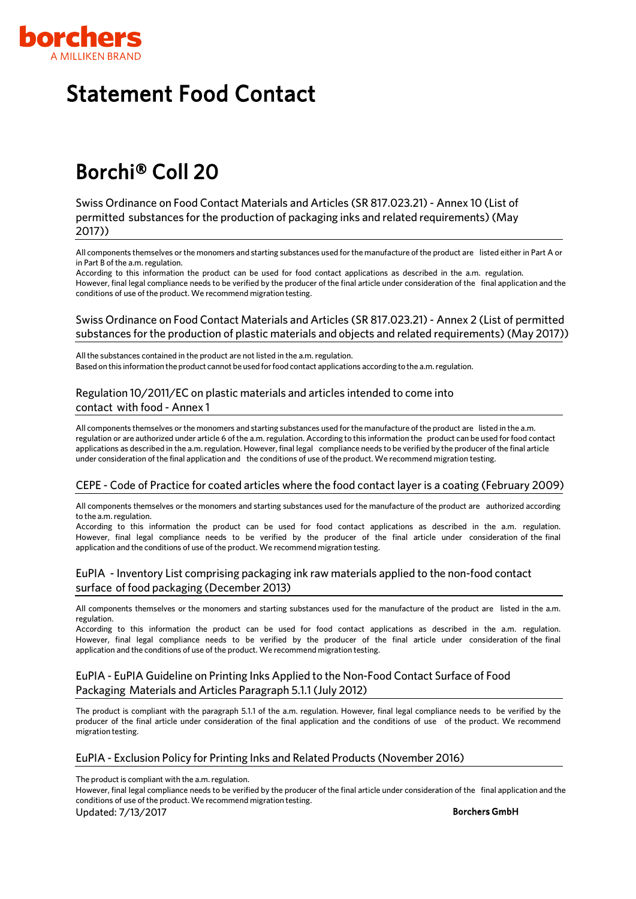borchers
A MILLIKEN BRAND

# Statement Food Contact

## Borchi® Coll 20

### Swiss Ordinance on Food Contact Materials and Articles (SR 817.023.21) - Annex 10 (List of permitted substances for the production of packaging inks and related requirements) (May 2017))

All components themselves or the monomers and starting substances used for the manufacture of the product are listed either in Part A or in Part B of the a.m. regulation.
According to this information the product can be used for food contact applications as described in the a.m. regulation.
However, final legal compliance needs to be verified by the producer of the final article under consideration of the final application and the conditions of use of the product. We recommend migration testing.

### Swiss Ordinance on Food Contact Materials and Articles (SR 817.023.21) - Annex 2 (List of permitted substances for the production of plastic materials and objects and related requirements) (May 2017))

All the substances contained in the product are not listed in the a.m. regulation.
Based on this information the product cannot be used for food contact applications according to the a.m. regulation.

### Regulation 10/2011/EC on plastic materials and articles intended to come into contact with food - Annex 1

All components themselves or the monomers and starting substances used for the manufacture of the product are listed in the a.m. regulation or are authorized under article 6 of the a.m. regulation. According to this information the product can be used for food contact applications as described in the a.m. regulation. However, final legal compliance needs to be verified by the producer of the final article under consideration of the final application and the conditions of use of the product. We recommend migration testing.

### CEPE - Code of Practice for coated articles where the food contact layer is a coating (February 2009)

All components themselves or the monomers and starting substances used for the manufacture of the product are authorized according to the a.m. regulation.
According to this information the product can be used for food contact applications as described in the a.m. regulation. However, final legal compliance needs to be verified by the producer of the final article under consideration of the final application and the conditions of use of the product. We recommend migration testing.

### EuPIA - Inventory List comprising packaging ink raw materials applied to the non-food contact surface of food packaging (December 2013)

All components themselves or the monomers and starting substances used for the manufacture of the product are listed in the a.m. regulation.
According to this information the product can be used for food contact applications as described in the a.m. regulation. However, final legal compliance needs to be verified by the producer of the final article under consideration of the final application and the conditions of use of the product. We recommend migration testing.

### EuPIA - EuPIA Guideline on Printing Inks Applied to the Non-Food Contact Surface of Food Packaging Materials and Articles Paragraph 5.1.1 (July 2012)

The product is compliant with the paragraph 5.1.1 of the a.m. regulation. However, final legal compliance needs to be verified by the producer of the final article under consideration of the final application and the conditions of use of the product. We recommend migration testing.

### EuPIA - Exclusion Policy for Printing Inks and Related Products (November 2016)

The product is compliant with the a.m. regulation.
However, final legal compliance needs to be verified by the producer of the final article under consideration of the final application and the conditions of use of the product. We recommend migration testing.

Updated: 7/13/2017

**Borchers GmbH**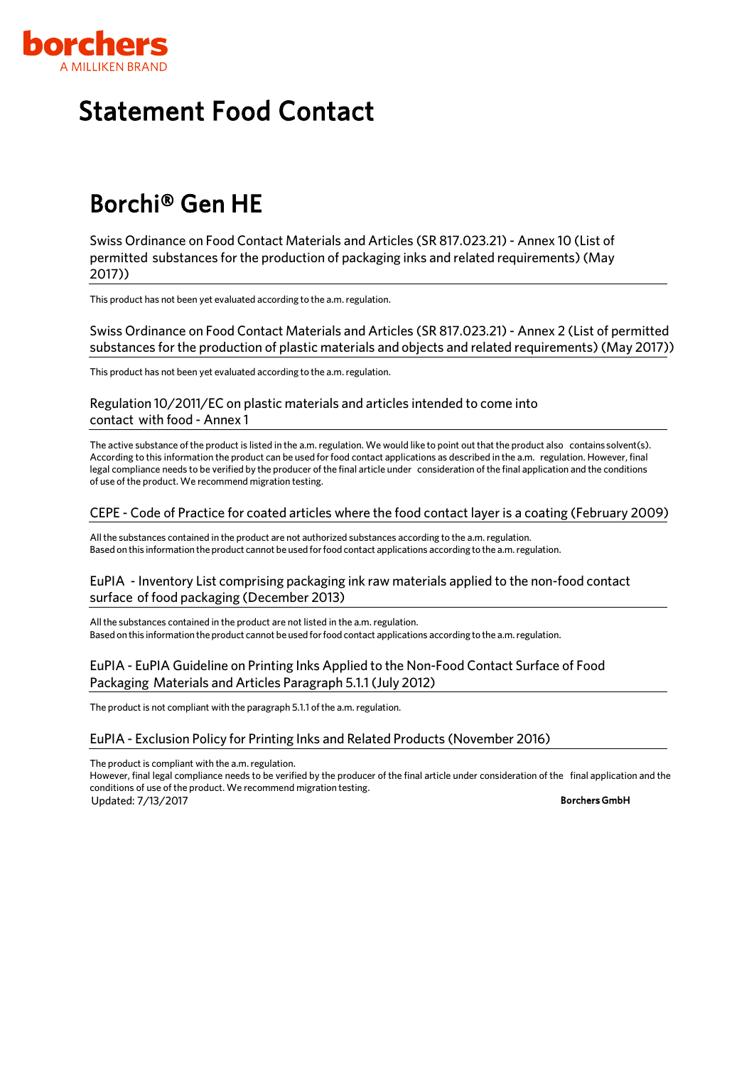borchers
A MILLIKEN BRAND

# Statement Food Contact

## Borchi® Gen HE

### Swiss Ordinance on Food Contact Materials and Articles (SR 817.023.21) - Annex 10 (List of permitted substances for the production of packaging inks and related requirements) (May 2017))

This product has not been yet evaluated according to the a.m. regulation.

### Swiss Ordinance on Food Contact Materials and Articles (SR 817.023.21) - Annex 2 (List of permitted substances for the production of plastic materials and objects and related requirements) (May 2017))

This product has not been yet evaluated according to the a.m. regulation.

### Regulation 10/2011/EC on plastic materials and articles intended to come into contact with food - Annex 1

The active substance of the product is listed in the a.m. regulation. We would like to point out that the product also contains solvent(s). According to this information the product can be used for food contact applications as described in the a.m. regulation. However, final legal compliance needs to be verified by the producer of the final article under consideration of the final application and the conditions of use of the product. We recommend migration testing.

### CEPE - Code of Practice for coated articles where the food contact layer is a coating (February 2009)

All the substances contained in the product are not authorized substances according to the a.m. regulation.
Based on this information the product cannot be used for food contact applications according to the a.m. regulation.

### EuPIA - Inventory List comprising packaging ink raw materials applied to the non-food contact surface of food packaging (December 2013)

All the substances contained in the product are not listed in the a.m. regulation.
Based on this information the product cannot be used for food contact applications according to the a.m. regulation.

### EuPIA - EuPIA Guideline on Printing Inks Applied to the Non-Food Contact Surface of Food Packaging Materials and Articles Paragraph 5.1.1 (July 2012)

The product is not compliant with the paragraph 5.1.1 of the a.m. regulation.

### EuPIA - Exclusion Policy for Printing Inks and Related Products (November 2016)

The product is compliant with the a.m. regulation.
However, final legal compliance needs to be verified by the producer of the final article under consideration of the final application and the conditions of use of the product. We recommend migration testing.

Updated: 7/13/2017

**Borchers GmbH**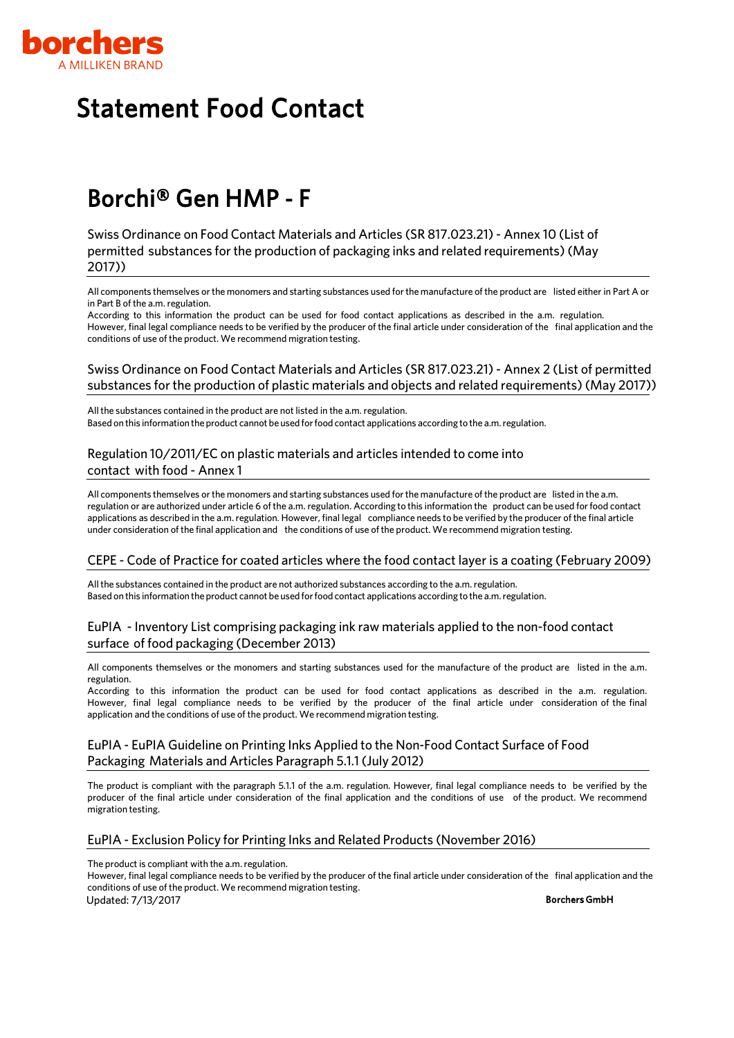borchers

A MILLIKEN BRAND

# Statement Food Contact

## Borchi® Gen HMP - F

### Swiss Ordinance on Food Contact Materials and Articles (SR 817.023.21) - Annex 10 (List of permitted substances for the production of packaging inks and related requirements) (May 2017))

All components themselves or the monomers and starting substances used for the manufacture of the product are listed either in Part A or in Part B of the a.m. regulation.
According to this information the product can be used for food contact applications as described in the a.m. regulation.
However, final legal compliance needs to be verified by the producer of the final article under consideration of the final application and the conditions of use of the product. We recommend migration testing.

### Swiss Ordinance on Food Contact Materials and Articles (SR 817.023.21) - Annex 2 (List of permitted substances for the production of plastic materials and objects and related requirements) (May 2017))

All the substances contained in the product are not listed in the a.m. regulation.
Based on this information the product cannot be used for food contact applications according to the a.m. regulation.

### Regulation 10/2011/EC on plastic materials and articles intended to come into contact with food - Annex 1

All components themselves or the monomers and starting substances used for the manufacture of the product are listed in the a.m. regulation or are authorized under article 6 of the a.m. regulation. According to this information the product can be used for food contact applications as described in the a.m. regulation. However, final legal compliance needs to be verified by the producer of the final article under consideration of the final application and the conditions of use of the product. We recommend migration testing.

### CEPE - Code of Practice for coated articles where the food contact layer is a coating (February 2009)

All the substances contained in the product are not authorized substances according to the a.m. regulation.
Based on this information the product cannot be used for food contact applications according to the a.m. regulation.

### EuPIA - Inventory List comprising packaging ink raw materials applied to the non-food contact surface of food packaging (December 2013)

All components themselves or the monomers and starting substances used for the manufacture of the product are listed in the a.m. regulation.
According to this information the product can be used for food contact applications as described in the a.m. regulation. However, final legal compliance needs to be verified by the producer of the final article under consideration of the final application and the conditions of use of the product. We recommend migration testing.

### EuPIA - EuPIA Guideline on Printing Inks Applied to the Non-Food Contact Surface of Food Packaging Materials and Articles Paragraph 5.1.1 (July 2012)

The product is compliant with the paragraph 5.1.1 of the a.m. regulation. However, final legal compliance needs to be verified by the producer of the final article under consideration of the final application and the conditions of use of the product. We recommend migration testing.

### EuPIA - Exclusion Policy for Printing Inks and Related Products (November 2016)

The product is compliant with the a.m. regulation.
However, final legal compliance needs to be verified by the producer of the final article under consideration of the final application and the conditions of use of the product. We recommend migration testing.

Updated: 7/13/2017

**Borchers GmbH**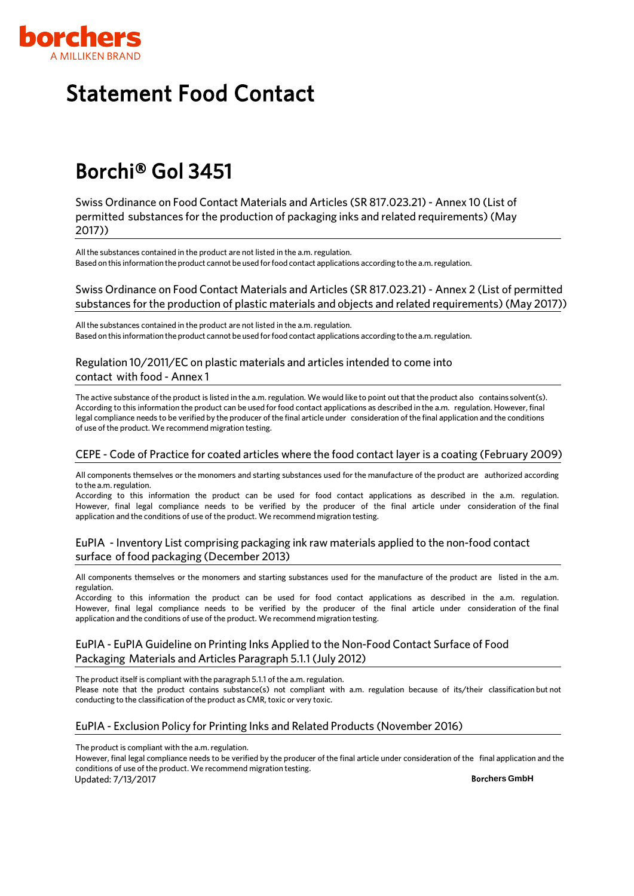borchers
A MILLIKEN BRAND

# Statement Food Contact

## Borchi® Gol 3451

### Swiss Ordinance on Food Contact Materials and Articles (SR 817.023.21) - Annex 10 (List of permitted substances for the production of packaging inks and related requirements) (May 2017))

All the substances contained in the product are not listed in the a.m. regulation.
Based on this information the product cannot be used for food contact applications according to the a.m. regulation.

### Swiss Ordinance on Food Contact Materials and Articles (SR 817.023.21) - Annex 2 (List of permitted substances for the production of plastic materials and objects and related requirements) (May 2017))

All the substances contained in the product are not listed in the a.m. regulation.
Based on this information the product cannot be used for food contact applications according to the a.m. regulation.

### Regulation 10/2011/EC on plastic materials and articles intended to come into contact with food - Annex 1

The active substance of the product is listed in the a.m. regulation. We would like to point out that the product also contains solvent(s). According to this information the product can be used for food contact applications as described in the a.m. regulation. However, final legal compliance needs to be verified by the producer of the final article under consideration of the final application and the conditions of use of the product. We recommend migration testing.

### CEPE - Code of Practice for coated articles where the food contact layer is a coating (February 2009)

All components themselves or the monomers and starting substances used for the manufacture of the product are authorized according to the a.m. regulation.
According to this information the product can be used for food contact applications as described in the a.m. regulation. However, final legal compliance needs to be verified by the producer of the final article under consideration of the final application and the conditions of use of the product. We recommend migration testing.

### EuPIA - Inventory List comprising packaging ink raw materials applied to the non-food contact surface of food packaging (December 2013)

All components themselves or the monomers and starting substances used for the manufacture of the product are listed in the a.m. regulation.
According to this information the product can be used for food contact applications as described in the a.m. regulation. However, final legal compliance needs to be verified by the producer of the final article under consideration of the final application and the conditions of use of the product. We recommend migration testing.

### EuPIA - EuPIA Guideline on Printing Inks Applied to the Non-Food Contact Surface of Food Packaging Materials and Articles Paragraph 5.1.1 (July 2012)

The product itself is compliant with the paragraph 5.1.1 of the a.m. regulation.
Please note that the product contains substance(s) not compliant with a.m. regulation because of its/their classification but not conducting to the classification of the product as CMR, toxic or very toxic.

### EuPIA - Exclusion Policy for Printing Inks and Related Products (November 2016)

The product is compliant with the a.m. regulation.
However, final legal compliance needs to be verified by the producer of the final article under consideration of the final application and the conditions of use of the product. We recommend migration testing.

Updated: 7/13/2017

**Borchers GmbH**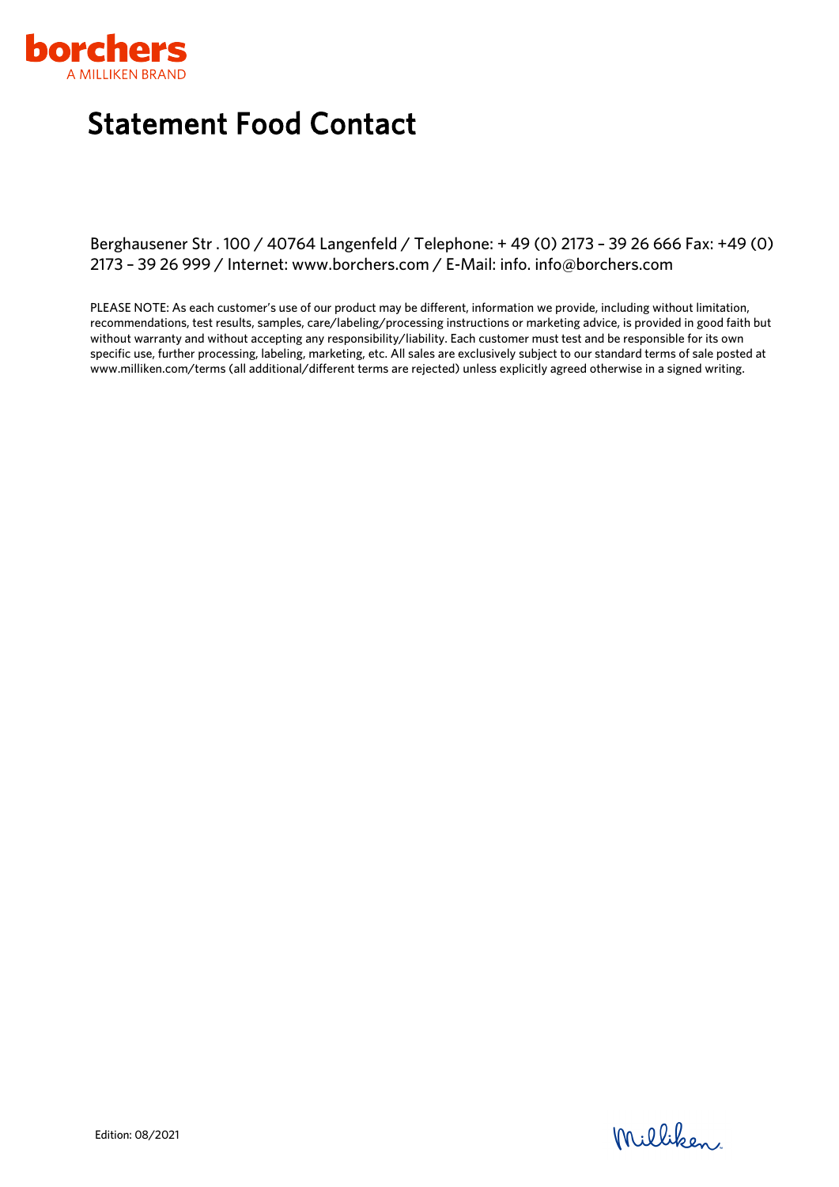# Statement Food Contact

Berghausener Str . 100 / 40764 Langenfeld / Telephone: + 49 (0) 2173 – 39 26 666 Fax: +49 (0) 2173 – 39 26 999 / Internet: www.borchers.com / E-Mail: info. info@borchers.com

PLEASE NOTE: As each customer's use of our product may be different, information we provide, including without limitation, recommendations, test results, samples, care/labeling/processing instructions or marketing advice, is provided in good faith but without warranty and without accepting any responsibility/liability. Each customer must test and be responsible for its own specific use, further processing, labeling, marketing, etc. All sales are exclusively subject to our standard terms of sale posted at www.milliken.com/terms (all additional/different terms are rejected) unless explicitly agreed otherwise in a signed writing.

Edition: 08/2021